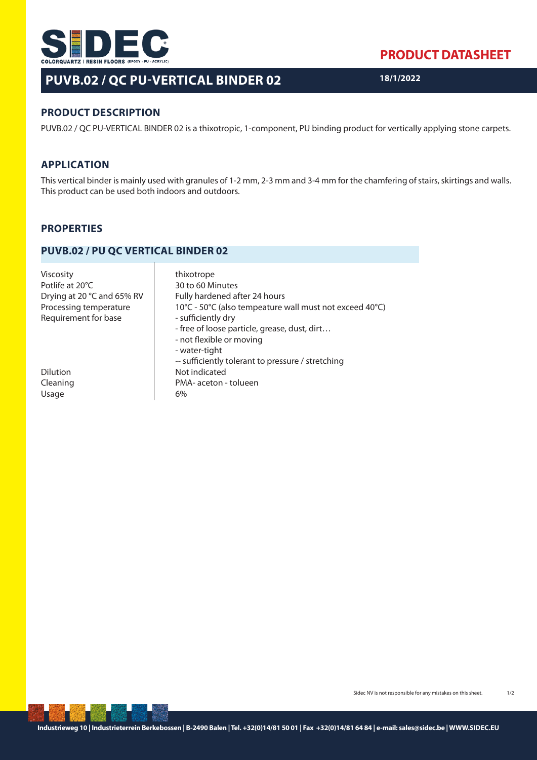PRODUCT DATASHEET

# PUVB.02 / QC PU-VERTICAL BINDER 02

18/1/2022

## PRODUCT DESCRIPTION

PUVB.02 / QC PU-VERTICAL BINDER 02 is a thixotropic, 1-component, PU binding product for vertically applying stone carpets.

## APPLICATION

This vertical binder is mainly used with granules of 1-2 mm, 2-3 mm and 3-4 mm for the chamfering of stairs, skirtings and walls. This product can be used both indoors and outdoors.

## PROPERTIES

### PUVB.02 / PU QC VERTICAL BINDER 02

| | |
|---|---|
| Viscosity | thixotrope |
| Potlife at 20°C | 30 to 60 Minutes |
| Drying at 20 °C and 65% RV | Fully hardened after 24 hours |
| Processing temperature | 10°C - 50°C (also tempeature wall must not exceed 40°C) |
| Requirement for base | - sufficiently dry<br>- free of loose particle, grease, dust, dirt…<br>- not flexible or moving<br>- water-tight<br>-- sufficiently tolerant to pressure / stretching |
| Dilution | Not indicated |
| Cleaning | PMA- aceton - tolueen |
| Usage | 6% |

Sidec NV is not responsible for any mistakes on this sheet.

Industrieweg 10 | Industrieterrein Berkebossen | B-2490 Balen | Tel. +32(0)14/81 50 01 | Fax +32(0)14/81 64 84 | e-mail: sales@sidec.be | WWW.SIDEC.EU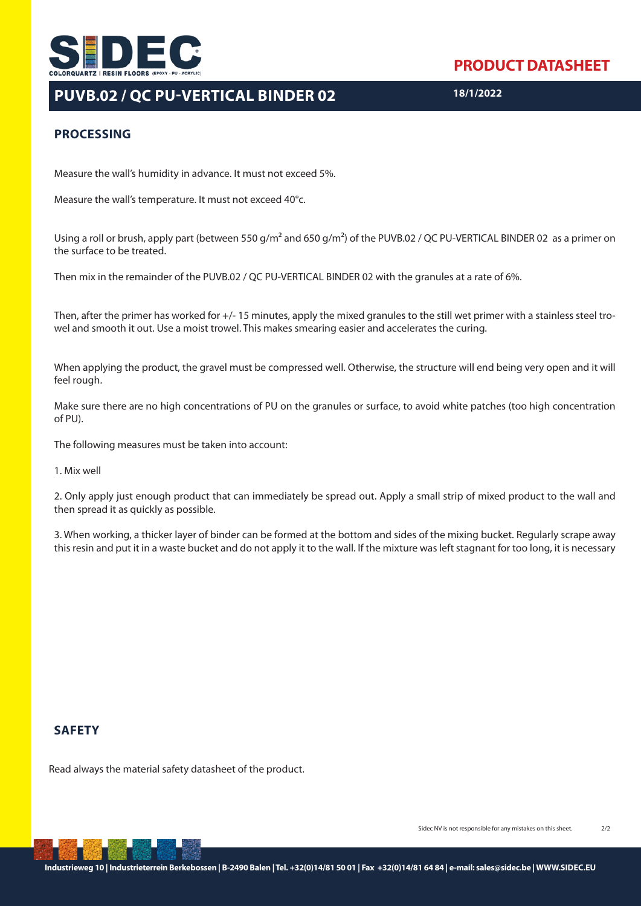# PUVB.02 / QC PU-VERTICAL BINDER 02

## PROCESSING

Measure the wall's humidity in advance. It must not exceed 5%.

Measure the wall's temperature. It must not exceed 40°c.

Using a roll or brush, apply part (between 550 g/m² and 650 g/m²) of the PUVB.02 / QC PU-VERTICAL BINDER 02 as a primer on the surface to be treated.

Then mix in the remainder of the PUVB.02 / QC PU-VERTICAL BINDER 02 with the granules at a rate of 6%.

Then, after the primer has worked for +/- 15 minutes, apply the mixed granules to the still wet primer with a stainless steel trowel and smooth it out. Use a moist trowel. This makes smearing easier and accelerates the curing.

When applying the product, the gravel must be compressed well. Otherwise, the structure will end being very open and it will feel rough.

Make sure there are no high concentrations of PU on the granules or surface, to avoid white patches (too high concentration of PU).

The following measures must be taken into account:

1. Mix well

2. Only apply just enough product that can immediately be spread out. Apply a small strip of mixed product to the wall and then spread it as quickly as possible.

3. When working, a thicker layer of binder can be formed at the bottom and sides of the mixing bucket. Regularly scrape away this resin and put it in a waste bucket and do not apply it to the wall. If the mixture was left stagnant for too long, it is necessary

## SAFETY

Read always the material safety datasheet of the product.

Sidec NV is not responsible for any mistakes on this sheet.